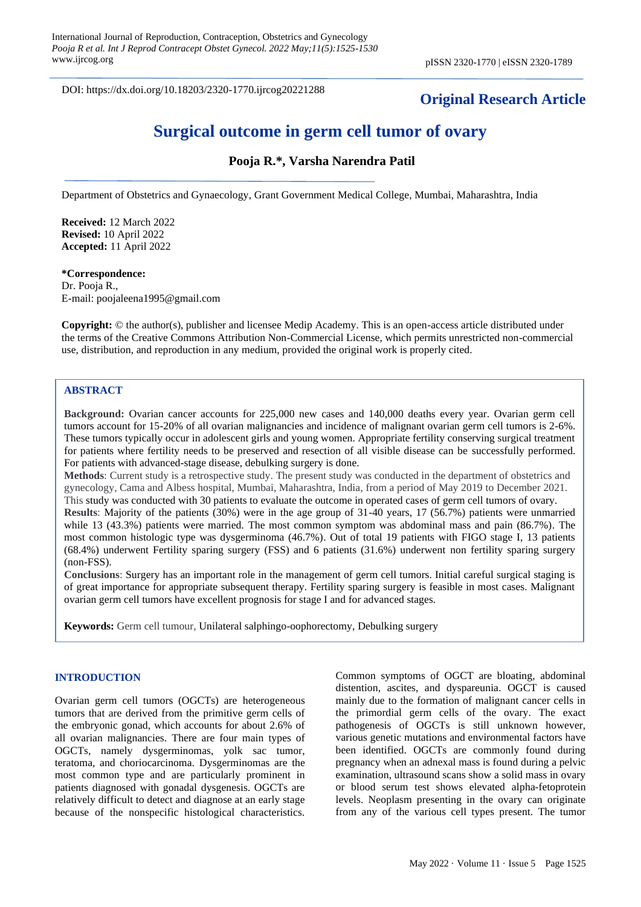DOI: https://dx.doi.org/10.18203/2320-1770.ijrcog20221288

**Original Research Article**

# Surgical outcome in germ cell tumor of ovary

**Pooja R.*, Varsha Narendra Patil**

Department of Obstetrics and Gynaecology, Grant Government Medical College, Mumbai, Maharashtra, India

**Received:** 12 March 2022
**Revised:** 10 April 2022
**Accepted:** 11 April 2022

***Correspondence:**
Dr. Pooja R.,
E-mail: poojaleena1995@gmail.com

**Copyright:** © the author(s), publisher and licensee Medip Academy. This is an open-access article distributed under the terms of the Creative Commons Attribution Non-Commercial License, which permits unrestricted non-commercial use, distribution, and reproduction in any medium, provided the original work is properly cited.

## ABSTRACT

**Background:** Ovarian cancer accounts for 225,000 new cases and 140,000 deaths every year. Ovarian germ cell tumors account for 15-20% of all ovarian malignancies and incidence of malignant ovarian germ cell tumors is 2-6%. These tumors typically occur in adolescent girls and young women. Appropriate fertility conserving surgical treatment for patients where fertility needs to be preserved and resection of all visible disease can be successfully performed. For patients with advanced-stage disease, debulking surgery is done.

**Methods**: Current study is a retrospective study. The present study was conducted in the department of obstetrics and gynecology, Cama and Albess hospital, Mumbai, Maharashtra, India, from a period of May 2019 to December 2021. This study was conducted with 30 patients to evaluate the outcome in operated cases of germ cell tumors of ovary.

**Results**: Majority of the patients (30%) were in the age group of 31-40 years, 17 (56.7%) patients were unmarried while 13 (43.3%) patients were married. The most common symptom was abdominal mass and pain (86.7%). The most common histologic type was dysgerminoma (46.7%). Out of total 19 patients with FIGO stage I, 13 patients (68.4%) underwent Fertility sparing surgery (FSS) and 6 patients (31.6%) underwent non fertility sparing surgery (non-FSS).

**Conclusions**: Surgery has an important role in the management of germ cell tumors. Initial careful surgical staging is of great importance for appropriate subsequent therapy. Fertility sparing surgery is feasible in most cases. Malignant ovarian germ cell tumors have excellent prognosis for stage I and for advanced stages.

**Keywords:** Germ cell tumour, Unilateral salphingo-oophorectomy, Debulking surgery

## INTRODUCTION

Ovarian germ cell tumors (OGCTs) are heterogeneous tumors that are derived from the primitive germ cells of the embryonic gonad, which accounts for about 2.6% of all ovarian malignancies. There are four main types of OGCTs, namely dysgerminomas, yolk sac tumor, teratoma, and choriocarcinoma. Dysgerminomas are the most common type and are particularly prominent in patients diagnosed with gonadal dysgenesis. OGCTs are relatively difficult to detect and diagnose at an early stage because of the nonspecific histological characteristics. Common symptoms of OGCT are bloating, abdominal distention, ascites, and dyspareunia. OGCT is caused mainly due to the formation of malignant cancer cells in the primordial germ cells of the ovary. The exact pathogenesis of OGCTs is still unknown however, various genetic mutations and environmental factors have been identified. OGCTs are commonly found during pregnancy when an adnexal mass is found during a pelvic examination, ultrasound scans show a solid mass in ovary or blood serum test shows elevated alpha-fetoprotein levels. Neoplasm presenting in the ovary can originate from any of the various cell types present. The tumor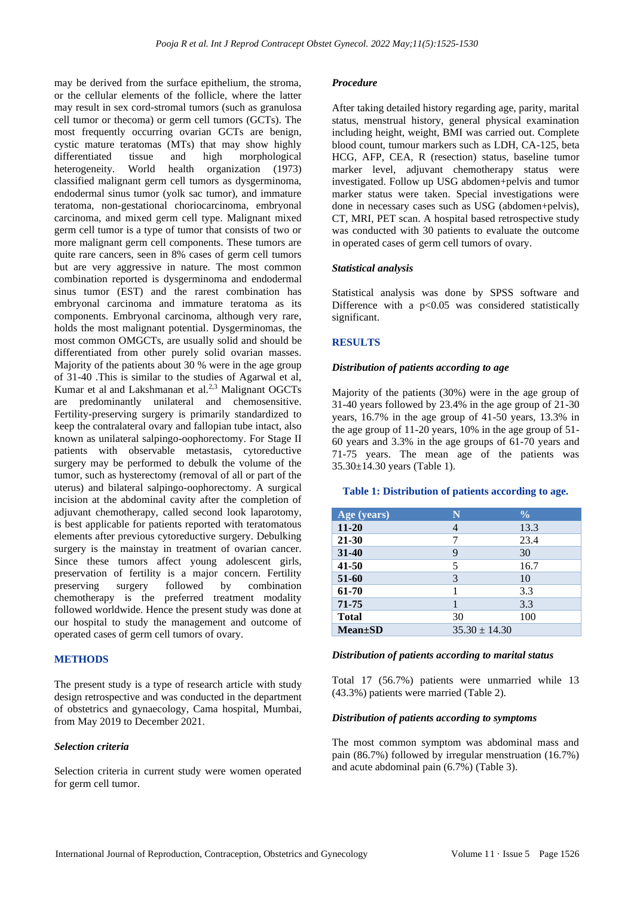may be derived from the surface epithelium, the stroma, or the cellular elements of the follicle, where the latter may result in sex cord-stromal tumors (such as granulosa cell tumor or thecoma) or germ cell tumors (GCTs). The most frequently occurring ovarian GCTs are benign, cystic mature teratomas (MTs) that may show highly differentiated tissue and high morphological heterogeneity. World health organization (1973) classified malignant germ cell tumors as dysgerminoma, endodermal sinus tumor (yolk sac tumor), and immature teratoma, non-gestational choriocarcinoma, embryonal carcinoma, and mixed germ cell type. Malignant mixed germ cell tumor is a type of tumor that consists of two or more malignant germ cell components. These tumors are quite rare cancers, seen in 8% cases of germ cell tumors but are very aggressive in nature. The most common combination reported is dysgerminoma and endodermal sinus tumor (EST) and the rarest combination has embryonal carcinoma and immature teratoma as its components. Embryonal carcinoma, although very rare, holds the most malignant potential. Dysgerminomas, the most common OMGCTs, are usually solid and should be differentiated from other purely solid ovarian masses. Majority of the patients about 30 % were in the age group of 31-40 .This is similar to the studies of Agarwal et al, Kumar et al and Lakshmanan et al.[2,3] Malignant OGCTs are predominantly unilateral and chemosensitive. Fertility-preserving surgery is primarily standardized to keep the contralateral ovary and fallopian tube intact, also known as unilateral salpingo-oophorectomy. For Stage II patients with observable metastasis, cytoreductive surgery may be performed to debulk the volume of the tumor, such as hysterectomy (removal of all or part of the uterus) and bilateral salpingo-oophorectomy. A surgical incision at the abdominal cavity after the completion of adjuvant chemotherapy, called second look laparotomy, is best applicable for patients reported with teratomatous elements after previous cytoreductive surgery. Debulking surgery is the mainstay in treatment of ovarian cancer. Since these tumors affect young adolescent girls, preservation of fertility is a major concern. Fertility preserving surgery followed by combination chemotherapy is the preferred treatment modality followed worldwide. Hence the present study was done at our hospital to study the management and outcome of operated cases of germ cell tumors of ovary.

## METHODS

The present study is a type of research article with study design retrospective and was conducted in the department of obstetrics and gynaecology, Cama hospital, Mumbai, from May 2019 to December 2021.

### *Selection criteria*

Selection criteria in current study were women operated for germ cell tumor.

### *Procedure*

After taking detailed history regarding age, parity, marital status, menstrual history, general physical examination including height, weight, BMI was carried out. Complete blood count, tumour markers such as LDH, CA-125, beta HCG, AFP, CEA, R (resection) status, baseline tumor marker level, adjuvant chemotherapy status were investigated. Follow up USG abdomen+pelvis and tumor marker status were taken. Special investigations were done in necessary cases such as USG (abdomen+pelvis), CT, MRI, PET scan. A hospital based retrospective study was conducted with 30 patients to evaluate the outcome in operated cases of germ cell tumors of ovary.

### *Statistical analysis*

Statistical analysis was done by SPSS software and Difference with a $p<0.05$ was considered statistically significant.

## RESULTS

### *Distribution of patients according to age*

Majority of the patients (30%) were in the age group of 31-40 years followed by 23.4% in the age group of 21-30 years, 16.7% in the age group of 41-50 years, 13.3% in the age group of 11-20 years, 10% in the age group of 51-60 years and 3.3% in the age groups of 61-70 years and 71-75 years. The mean age of the patients was 35.30±14.30 years (Table 1).

**Table 1: Distribution of patients according to age.**

| Age (years) | N | % |
|---|---|---|
| **11-20** | 4 | 13.3 |
| **21-30** | 7 | 23.4 |
| **31-40** | 9 | 30 |
| **41-50** | 5 | 16.7 |
| **51-60** | 3 | 10 |
| **61-70** | 1 | 3.3 |
| **71-75** | 1 | 3.3 |
| **Total** | 30 | 100 |
| **Mean±SD** | 35.30 ± 14.30 | |

### *Distribution of patients according to marital status*

Total 17 (56.7%) patients were unmarried while 13 (43.3%) patients were married (Table 2).

### *Distribution of patients according to symptoms*

The most common symptom was abdominal mass and pain (86.7%) followed by irregular menstruation (16.7%) and acute abdominal pain (6.7%) (Table 3).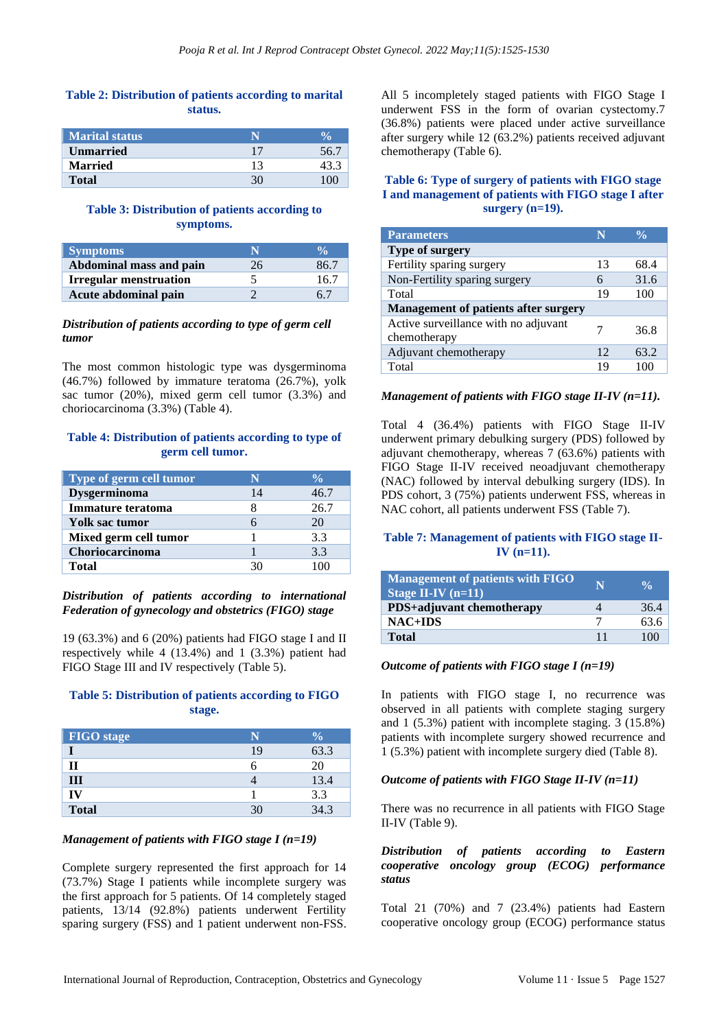**Table 2: Distribution of patients according to marital status.**

| Marital status | N | % |
|---|---|---|
| **Unmarried** | 17 | 56.7 |
| **Married** | 13 | 43.3 |
| **Total** | 30 | 100 |

**Table 3: Distribution of patients according to symptoms.**

| Symptoms | N | % |
|---|---|---|
| **Abdominal mass and pain** | 26 | 86.7 |
| **Irregular menstruation** | 5 | 16.7 |
| **Acute abdominal pain** | 2 | 6.7 |

***Distribution of patients according to type of germ cell tumor***

The most common histologic type was dysgerminoma (46.7%) followed by immature teratoma (26.7%), yolk sac tumor (20%), mixed germ cell tumor (3.3%) and choriocarcinoma (3.3%) (Table 4).

**Table 4: Distribution of patients according to type of germ cell tumor.**

| Type of germ cell tumor | N | % |
|---|---|---|
| **Dysgerminoma** | 14 | 46.7 |
| **Immature teratoma** | 8 | 26.7 |
| **Yolk sac tumor** | 6 | 20 |
| **Mixed germ cell tumor** | 1 | 3.3 |
| **Choriocarcinoma** | 1 | 3.3 |
| **Total** | 30 | 100 |

***Distribution of patients according to international Federation of gynecology and obstetrics (FIGO) stage***

19 (63.3%) and 6 (20%) patients had FIGO stage I and II respectively while 4 (13.4%) and 1 (3.3%) patient had FIGO Stage III and IV respectively (Table 5).

**Table 5: Distribution of patients according to FIGO stage.**

| FIGO stage | N | % |
|---|---|---|
| **I** | 19 | 63.3 |
| **II** | 6 | 20 |
| **III** | 4 | 13.4 |
| **IV** | 1 | 3.3 |
| **Total** | 30 | 34.3 |

***Management of patients with FIGO stage I (n=19)***

Complete surgery represented the first approach for 14 (73.7%) Stage I patients while incomplete surgery was the first approach for 5 patients. Of 14 completely staged patients, 13/14 (92.8%) patients underwent Fertility sparing surgery (FSS) and 1 patient underwent non-FSS. All 5 incompletely staged patients with FIGO Stage I underwent FSS in the form of ovarian cystectomy.7 (36.8%) patients were placed under active surveillance after surgery while 12 (63.2%) patients received adjuvant chemotherapy (Table 6).

**Table 6: Type of surgery of patients with FIGO stage I and management of patients with FIGO stage I after surgery (n=19).**

| Parameters | N | % |
|---|---|---|
| **Type of surgery** | | |
| Fertility sparing surgery | 13 | 68.4 |
| Non-Fertility sparing surgery | 6 | 31.6 |
| Total | 19 | 100 |
| **Management of patients after surgery** | | |
| Active surveillance with no adjuvant chemotherapy | 7 | 36.8 |
| Adjuvant chemotherapy | 12 | 63.2 |
| Total | 19 | 100 |

***Management of patients with FIGO stage II-IV (n=11).***

Total 4 (36.4%) patients with FIGO Stage II-IV underwent primary debulking surgery (PDS) followed by adjuvant chemotherapy, whereas 7 (63.6%) patients with FIGO Stage II-IV received neoadjuvant chemotherapy (NAC) followed by interval debulking surgery (IDS). In PDS cohort, 3 (75%) patients underwent FSS, whereas in NAC cohort, all patients underwent FSS (Table 7).

**Table 7: Management of patients with FIGO stage II-IV (n=11).**

| Management of patients with FIGO Stage II-IV (n=11) | N | % |
|---|---|---|
| **PDS+adjuvant chemotherapy** | 4 | 36.4 |
| **NAC+IDS** | 7 | 63.6 |
| **Total** | 11 | 100 |

***Outcome of patients with FIGO stage I (n=19)***

In patients with FIGO stage I, no recurrence was observed in all patients with complete staging surgery and 1 (5.3%) patient with incomplete staging. 3 (15.8%) patients with incomplete surgery showed recurrence and 1 (5.3%) patient with incomplete surgery died (Table 8).

***Outcome of patients with FIGO Stage II-IV (n=11)***

There was no recurrence in all patients with FIGO Stage II-IV (Table 9).

***Distribution of patients according to Eastern cooperative oncology group (ECOG) performance status***

Total 21 (70%) and 7 (23.4%) patients had Eastern cooperative oncology group (ECOG) performance status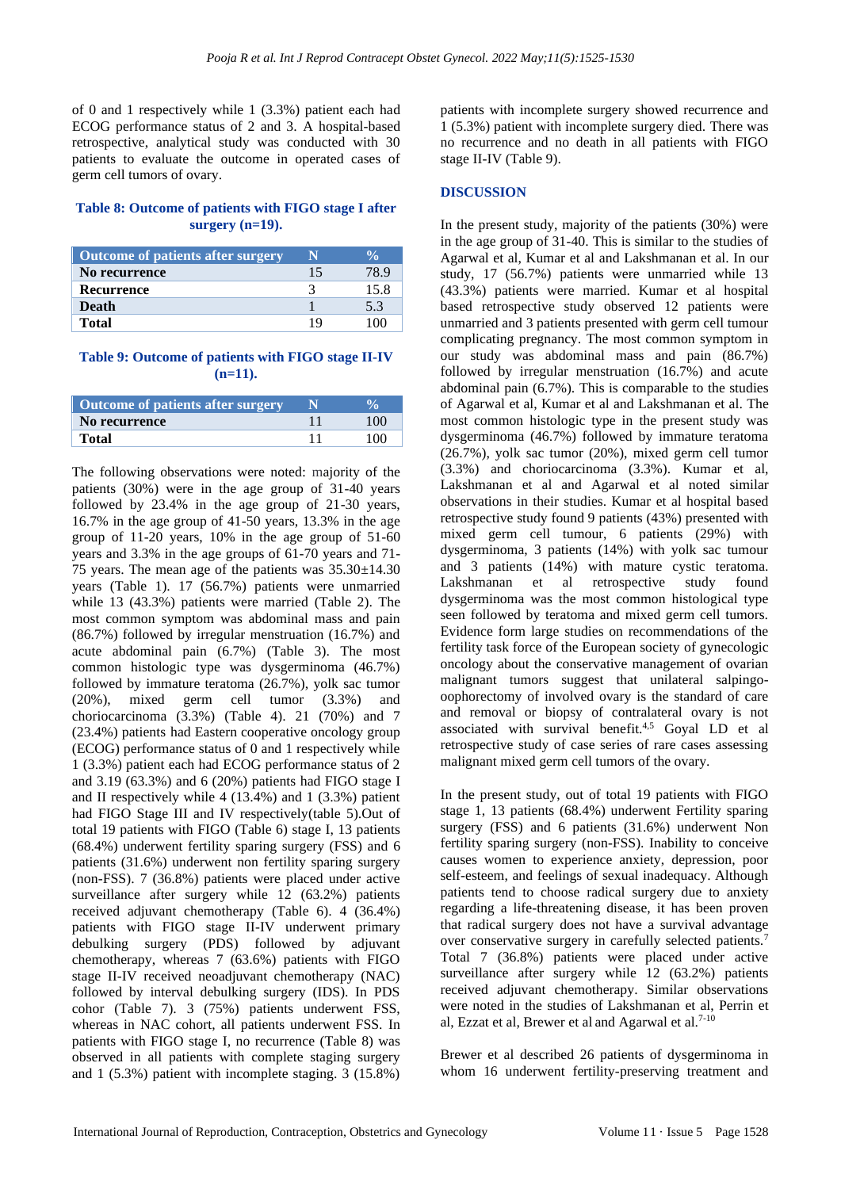of 0 and 1 respectively while 1 (3.3%) patient each had ECOG performance status of 2 and 3. A hospital-based retrospective, analytical study was conducted with 30 patients to evaluate the outcome in operated cases of germ cell tumors of ovary.

**Table 8: Outcome of patients with FIGO stage I after surgery (n=19).**

| Outcome of patients after surgery | N | % |
|---|---|---|
| No recurrence | 15 | 78.9 |
| Recurrence | 3 | 15.8 |
| Death | 1 | 5.3 |
| Total | 19 | 100 |

**Table 9: Outcome of patients with FIGO stage II-IV (n=11).**

| Outcome of patients after surgery | N | % |
|---|---|---|
| No recurrence | 11 | 100 |
| Total | 11 | 100 |

The following observations were noted: majority of the patients (30%) were in the age group of 31-40 years followed by 23.4% in the age group of 21-30 years, 16.7% in the age group of 41-50 years, 13.3% in the age group of 11-20 years, 10% in the age group of 51-60 years and 3.3% in the age groups of 61-70 years and 71-75 years. The mean age of the patients was 35.30±14.30 years (Table 1). 17 (56.7%) patients were unmarried while 13 (43.3%) patients were married (Table 2). The most common symptom was abdominal mass and pain (86.7%) followed by irregular menstruation (16.7%) and acute abdominal pain (6.7%) (Table 3). The most common histologic type was dysgerminoma (46.7%) followed by immature teratoma (26.7%), yolk sac tumor (20%), mixed germ cell tumor (3.3%) and choriocarcinoma (3.3%) (Table 4). 21 (70%) and 7 (23.4%) patients had Eastern cooperative oncology group (ECOG) performance status of 0 and 1 respectively while 1 (3.3%) patient each had ECOG performance status of 2 and 3. 19 (63.3%) and 6 (20%) patients had FIGO stage I and II respectively while 4 (13.4%) and 1 (3.3%) patient had FIGO Stage III and IV respectively(table 5).Out of total 19 patients with FIGO (Table 6) stage I, 13 patients (68.4%) underwent fertility sparing surgery (FSS) and 6 patients (31.6%) underwent non fertility sparing surgery (non-FSS). 7 (36.8%) patients were placed under active surveillance after surgery while 12 (63.2%) patients received adjuvant chemotherapy (Table 6). 4 (36.4%) patients with FIGO stage II-IV underwent primary debulking surgery (PDS) followed by adjuvant chemotherapy, whereas 7 (63.6%) patients with FIGO stage II-IV received neoadjuvant chemotherapy (NAC) followed by interval debulking surgery (IDS). In PDS cohor (Table 7). 3 (75%) patients underwent FSS, whereas in NAC cohort, all patients underwent FSS. In patients with FIGO stage I, no recurrence (Table 8) was observed in all patients with complete staging surgery and 1 (5.3%) patient with incomplete staging. 3 (15.8%) patients with incomplete surgery showed recurrence and 1 (5.3%) patient with incomplete surgery died. There was no recurrence and no death in all patients with FIGO stage II-IV (Table 9).

## DISCUSSION

In the present study, majority of the patients (30%) were in the age group of 31-40. This is similar to the studies of Agarwal et al, Kumar et al and Lakshmanan et al. In our study, 17 (56.7%) patients were unmarried while 13 (43.3%) patients were married. Kumar et al hospital based retrospective study observed 12 patients were unmarried and 3 patients presented with germ cell tumour complicating pregnancy. The most common symptom in our study was abdominal mass and pain (86.7%) followed by irregular menstruation (16.7%) and acute abdominal pain (6.7%). This is comparable to the studies of Agarwal et al, Kumar et al and Lakshmanan et al. The most common histologic type in the present study was dysgerminoma (46.7%) followed by immature teratoma (26.7%), yolk sac tumor (20%), mixed germ cell tumor (3.3%) and choriocarcinoma (3.3%). Kumar et al, Lakshmanan et al and Agarwal et al noted similar observations in their studies. Kumar et al hospital based retrospective study found 9 patients (43%) presented with mixed germ cell tumour, 6 patients (29%) with dysgerminoma, 3 patients (14%) with yolk sac tumour and 3 patients (14%) with mature cystic teratoma. Lakshmanan et al retrospective study found dysgerminoma was the most common histological type seen followed by teratoma and mixed germ cell tumors. Evidence form large studies on recommendations of the fertility task force of the European society of gynecologic oncology about the conservative management of ovarian malignant tumors suggest that unilateral salpingo-oophorectomy of involved ovary is the standard of care and removal or biopsy of contralateral ovary is not associated with survival benefit.[4,5] Goyal LD et al retrospective study of case series of rare cases assessing malignant mixed germ cell tumors of the ovary.

In the present study, out of total 19 patients with FIGO stage 1, 13 patients (68.4%) underwent Fertility sparing surgery (FSS) and 6 patients (31.6%) underwent Non fertility sparing surgery (non-FSS). Inability to conceive causes women to experience anxiety, depression, poor self-esteem, and feelings of sexual inadequacy. Although patients tend to choose radical surgery due to anxiety regarding a life-threatening disease, it has been proven that radical surgery does not have a survival advantage over conservative surgery in carefully selected patients.[7] Total 7 (36.8%) patients were placed under active surveillance after surgery while 12 (63.2%) patients received adjuvant chemotherapy. Similar observations were noted in the studies of Lakshmanan et al, Perrin et al, Ezzat et al, Brewer et al and Agarwal et al.[7-10]

Brewer et al described 26 patients of dysgerminoma in whom 16 underwent fertility-preserving treatment and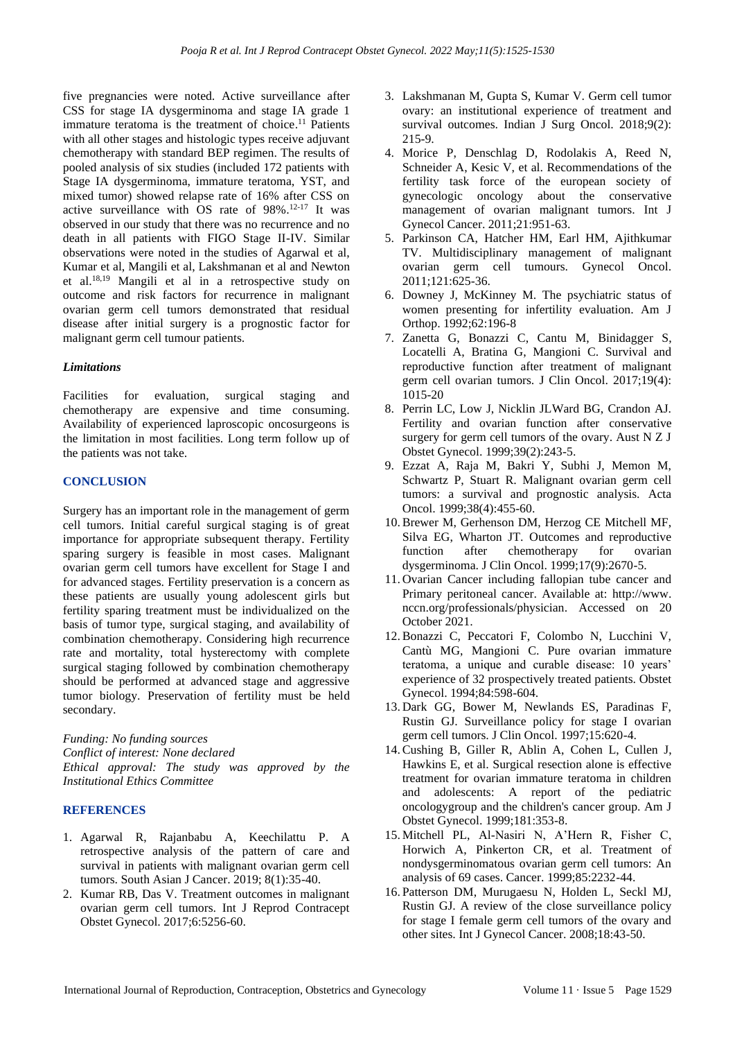five pregnancies were noted. Active surveillance after CSS for stage IA dysgerminoma and stage IA grade 1 immature teratoma is the treatment of choice.[11] Patients with all other stages and histologic types receive adjuvant chemotherapy with standard BEP regimen. The results of pooled analysis of six studies (included 172 patients with Stage IA dysgerminoma, immature teratoma, YST, and mixed tumor) showed relapse rate of 16% after CSS on active surveillance with OS rate of 98%.[12-17] It was observed in our study that there was no recurrence and no death in all patients with FIGO Stage II-IV. Similar observations were noted in the studies of Agarwal et al, Kumar et al, Mangili et al, Lakshmanan et al and Newton et al.[18,19] Mangili et al in a retrospective study on outcome and risk factors for recurrence in malignant ovarian germ cell tumors demonstrated that residual disease after initial surgery is a prognostic factor for malignant germ cell tumour patients.

### *Limitations*

Facilities for evaluation, surgical staging and chemotherapy are expensive and time consuming. Availability of experienced laproscopic oncosurgeons is the limitation in most facilities. Long term follow up of the patients was not take.

## CONCLUSION

Surgery has an important role in the management of germ cell tumors. Initial careful surgical staging is of great importance for appropriate subsequent therapy. Fertility sparing surgery is feasible in most cases. Malignant ovarian germ cell tumors have excellent for Stage I and for advanced stages. Fertility preservation is a concern as these patients are usually young adolescent girls but fertility sparing treatment must be individualized on the basis of tumor type, surgical staging, and availability of combination chemotherapy. Considering high recurrence rate and mortality, total hysterectomy with complete surgical staging followed by combination chemotherapy should be performed at advanced stage and aggressive tumor biology. Preservation of fertility must be held secondary.

*Funding: No funding sources*
*Conflict of interest: None declared*
*Ethical approval: The study was approved by the Institutional Ethics Committee*

## REFERENCES

1. Agarwal R, Rajanbabu A, Keechilattu P. A retrospective analysis of the pattern of care and survival in patients with malignant ovarian germ cell tumors. South Asian J Cancer. 2019; 8(1):35-40.
2. Kumar RB, Das V. Treatment outcomes in malignant ovarian germ cell tumors. Int J Reprod Contracept Obstet Gynecol. 2017;6:5256-60.
3. Lakshmanan M, Gupta S, Kumar V. Germ cell tumor ovary: an institutional experience of treatment and survival outcomes. Indian J Surg Oncol. 2018;9(2): 215-9.
4. Morice P, Denschlag D, Rodolakis A, Reed N, Schneider A, Kesic V, et al. Recommendations of the fertility task force of the european society of gynecologic oncology about the conservative management of ovarian malignant tumors. Int J Gynecol Cancer. 2011;21:951-63.
5. Parkinson CA, Hatcher HM, Earl HM, Ajithkumar TV. Multidisciplinary management of malignant ovarian germ cell tumours. Gynecol Oncol. 2011;121:625-36.
6. Downey J, McKinney M. The psychiatric status of women presenting for infertility evaluation. Am J Orthop. 1992;62:196-8
7. Zanetta G, Bonazzi C, Cantu M, Binidagger S, Locatelli A, Bratina G, Mangioni C. Survival and reproductive function after treatment of malignant germ cell ovarian tumors. J Clin Oncol. 2017;19(4): 1015-20
8. Perrin LC, Low J, Nicklin JLWard BG, Crandon AJ. Fertility and ovarian function after conservative surgery for germ cell tumors of the ovary. Aust N Z J Obstet Gynecol. 1999;39(2):243-5.
9. Ezzat A, Raja M, Bakri Y, Subhi J, Memon M, Schwartz P, Stuart R. Malignant ovarian germ cell tumors: a survival and prognostic analysis. Acta Oncol. 1999;38(4):455-60.
10. Brewer M, Gerhenson DM, Herzog CE Mitchell MF, Silva EG, Wharton JT. Outcomes and reproductive function after chemotherapy for ovarian dysgerminoma. J Clin Oncol. 1999;17(9):2670-5.
11. Ovarian Cancer including fallopian tube cancer and Primary peritoneal cancer. Available at: http://www.nccn.org/professionals/physician. Accessed on 20 October 2021.
12. Bonazzi C, Peccatori F, Colombo N, Lucchini V, Cantù MG, Mangioni C. Pure ovarian immature teratoma, a unique and curable disease: 10 years' experience of 32 prospectively treated patients. Obstet Gynecol. 1994;84:598-604.
13. Dark GG, Bower M, Newlands ES, Paradinas F, Rustin GJ. Surveillance policy for stage I ovarian germ cell tumors. J Clin Oncol. 1997;15:620-4.
14. Cushing B, Giller R, Ablin A, Cohen L, Cullen J, Hawkins E, et al. Surgical resection alone is effective treatment for ovarian immature teratoma in children and adolescents: A report of the pediatric oncologygroup and the children's cancer group. Am J Obstet Gynecol. 1999;181:353-8.
15. Mitchell PL, Al-Nasiri N, A'Hern R, Fisher C, Horwich A, Pinkerton CR, et al. Treatment of nondysgerminomatous ovarian germ cell tumors: An analysis of 69 cases. Cancer. 1999;85:2232-44.
16. Patterson DM, Murugaesu N, Holden L, Seckl MJ, Rustin GJ. A review of the close surveillance policy for stage I female germ cell tumors of the ovary and other sites. Int J Gynecol Cancer. 2008;18:43-50.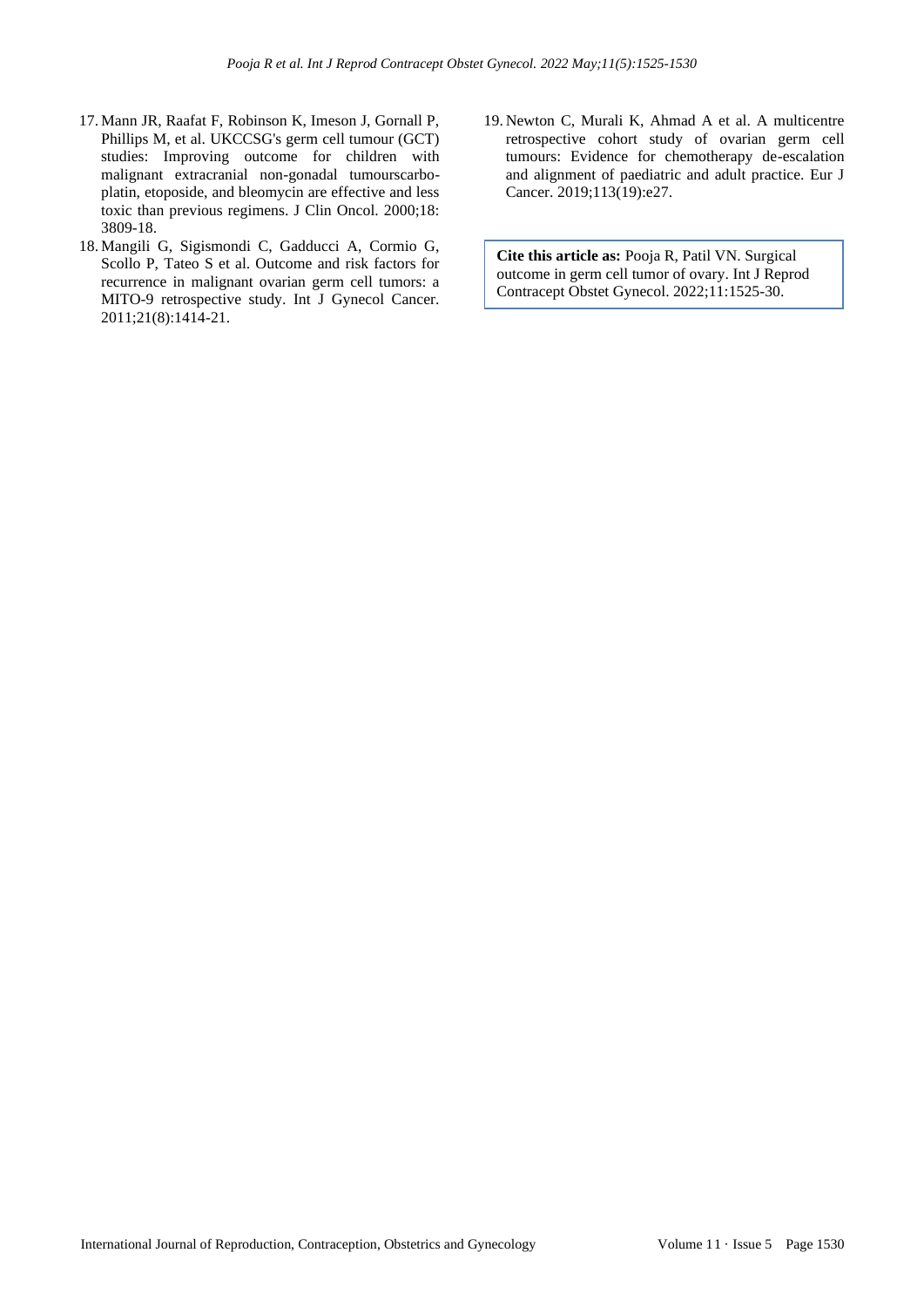17. Mann JR, Raafat F, Robinson K, Imeson J, Gornall P, Phillips M, et al. UKCCSG's germ cell tumour (GCT) studies: Improving outcome for children with malignant extracranial non-gonadal tumourscarbo-platin, etoposide, and bleomycin are effective and less toxic than previous regimens. J Clin Oncol. 2000;18: 3809-18.
18. Mangili G, Sigismondi C, Gadducci A, Cormio G, Scollo P, Tateo S et al. Outcome and risk factors for recurrence in malignant ovarian germ cell tumors: a MITO-9 retrospective study. Int J Gynecol Cancer. 2011;21(8):1414-21.
19. Newton C, Murali K, Ahmad A et al. A multicentre retrospective cohort study of ovarian germ cell tumours: Evidence for chemotherapy de-escalation and alignment of paediatric and adult practice. Eur J Cancer. 2019;113(19):e27.

**Cite this article as:** Pooja R, Patil VN. Surgical outcome in germ cell tumor of ovary. Int J Reprod Contracept Obstet Gynecol. 2022;11:1525-30.